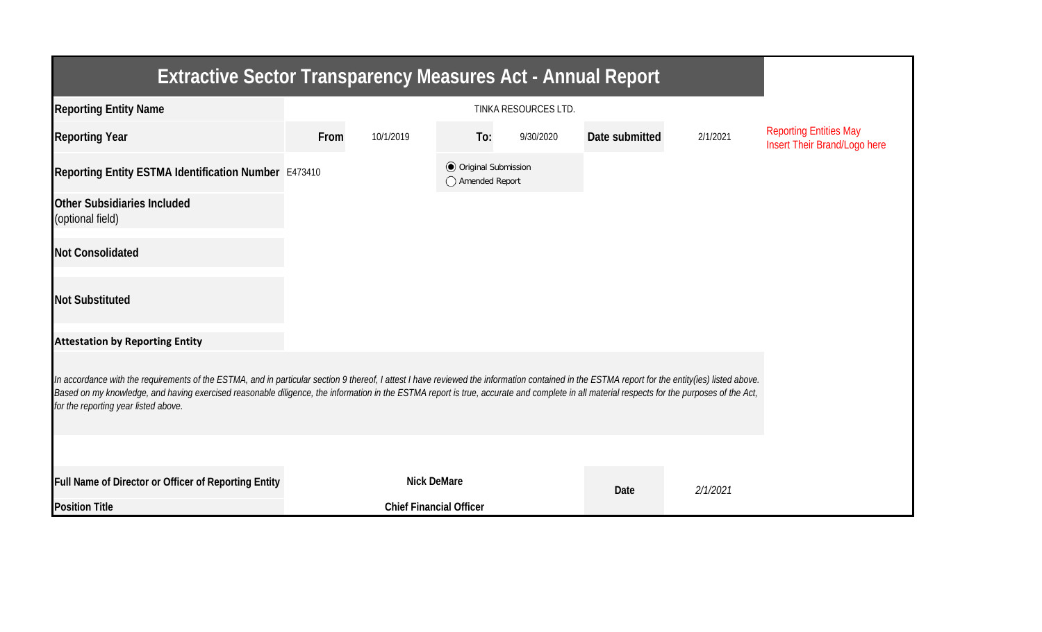# Extractive Sector Transparency Measures Act - Annual Report

| | | | | | | |
|---|---|---|---|---|---|---|
| **Reporting Entity Name** | TINKA RESOURCES LTD. | | | | | |
| **Reporting Year** | **From** | 10/1/2019 | **To:** | 9/30/2020 | **Date submitted** | 2/1/2021 |
| **Reporting Entity ESTMA Identification Number** | E473410 | | ◉ Original Submission ◯ Amended Report | | | |
| **Other Subsidiaries Included** (optional field) | | | | | | |
| **Not Consolidated** | | | | | | |
| **Not Substituted** | | | | | | |

Reporting Entities May Insert Their Brand/Logo here

**Attestation by Reporting Entity**

*In accordance with the requirements of the ESTMA, and in particular section 9 thereof, I attest I have reviewed the information contained in the ESTMA report for the entity(ies) listed above. Based on my knowledge, and having exercised reasonable diligence, the information in the ESTMA report is true, accurate and complete in all material respects for the purposes of the Act, for the reporting year listed above.*

| | | | |
|---|---|---|---|
| **Full Name of Director or Officer of Reporting Entity** | **Nick DeMare** | **Date** | *2/1/2021* |
| **Position Title** | **Chief Financial Officer** | | |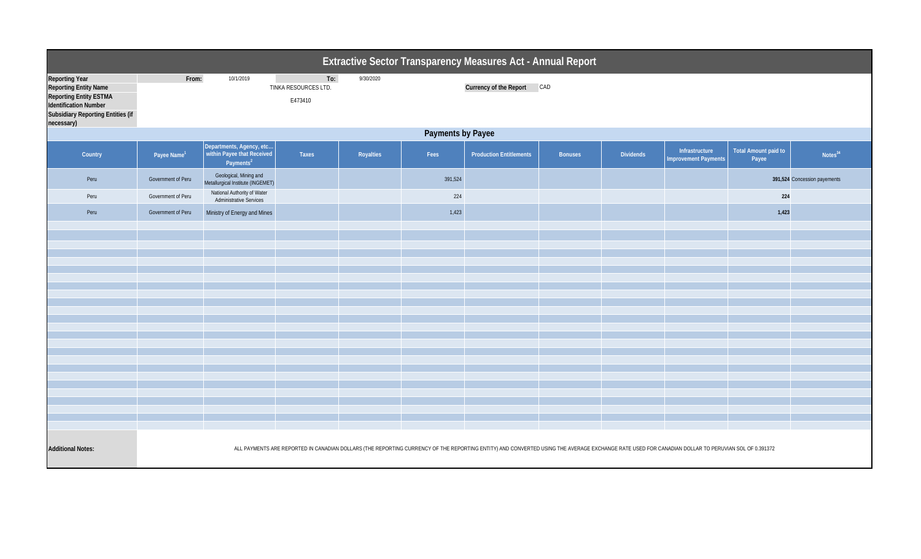# Extractive Sector Transparency Measures Act - Annual Report

| | | | | |
|---|---|---|---|---|
| **Reporting Year** | **From:** | 10/1/2019 | **To:** | 9/30/2020 |
| **Reporting Entity Name** | TINKA RESOURCES LTD. | | **Currency of the Report** | CAD |
| **Reporting Entity ESTMA Identification Number** | E473410 | | | |
| **Subsidiary Reporting Entities (if necessary)** | | | | |

## Payments by Payee

| Country | Payee Name[1] | Departments, Agency, etc... within Payee that Received Payments[2] | Taxes | Royalties | Fees | Production Entitlements | Bonuses | Dividends | Infrastructure Improvement Payments | Total Amount paid to Payee | Notes[34] |
|---|---|---|---|---|---|---|---|---|---|---|---|
| Peru | Government of Peru | Geological, Mining and Metallurgical Institute (INGEMET) | | | 391,524 | | | | | **391,524** | Concession payements |
| Peru | Government of Peru | National Authority of Water Administrative Services | | | 224 | | | | | **224** | |
| Peru | Government of Peru | Ministry of Energy and Mines | | | 1,423 | | | | | **1,423** | |

**Additional Notes:**

ALL PAYMENTS ARE REPORTED IN CANADIAN DOLLARS (THE REPORTING CURRENCY OF THE REPORTING ENTITY) AND CONVERTED USING THE AVERAGE EXCHANGE RATE USED FOR CANADIAN DOLLAR TO PERUVIAN SOL OF 0.391372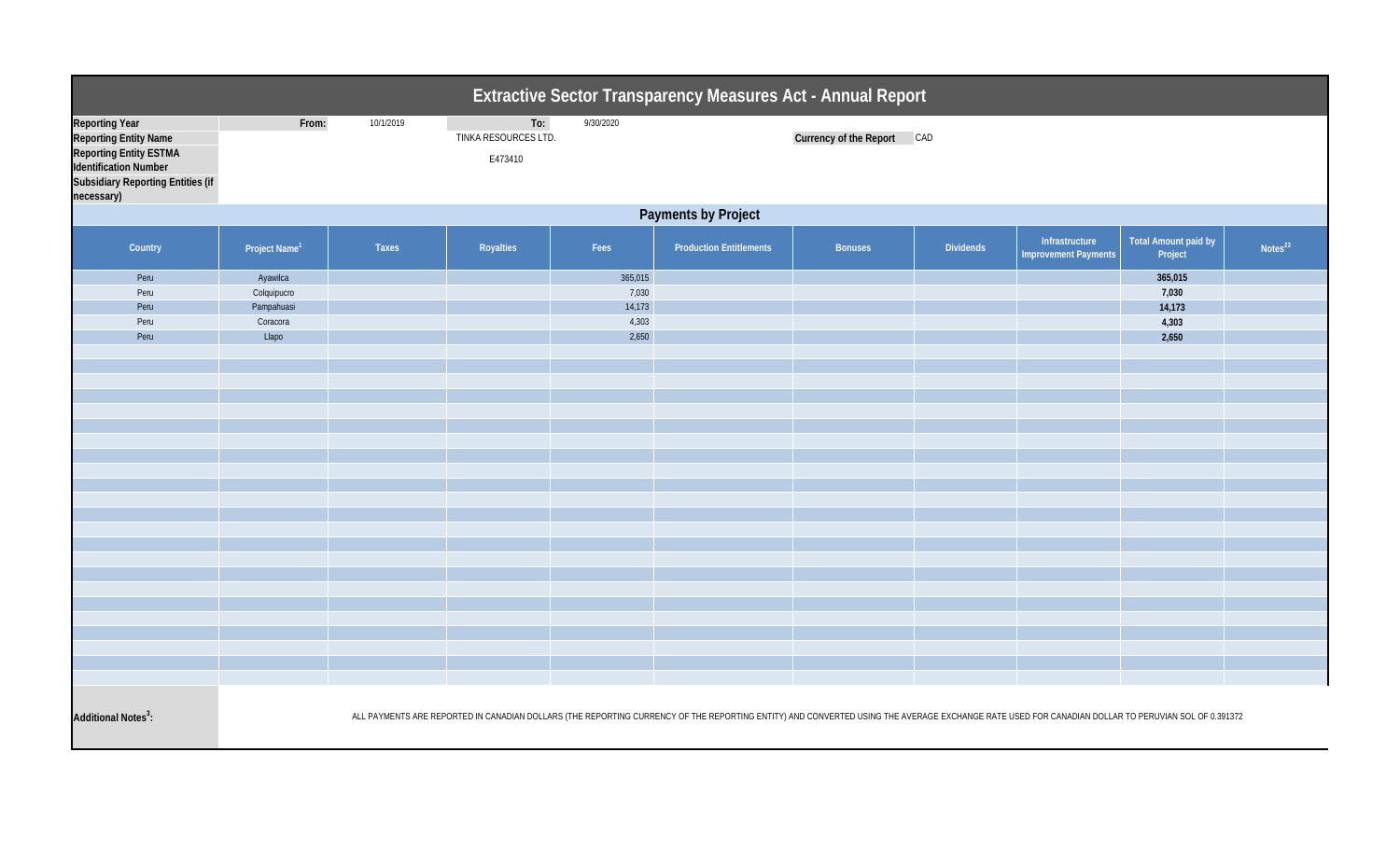# Extractive Sector Transparency Measures Act - Annual Report

| | | | | |
|---|---|---|---|---|
| **Reporting Year** | From: | 10/1/2019 | To: | 9/30/2020 |
| **Reporting Entity Name** | | TINKA RESOURCES LTD. | | |
| **Reporting Entity ESTMA Identification Number** | | E473410 | | |
| **Subsidiary Reporting Entities (if necessary)** | | | | |

**Currency of the Report** CAD

## Payments by Project

| Country | Project Name[1] | Taxes | Royalties | Fees | Production Entitlements | Bonuses | Dividends | Infrastructure Improvement Payments | Total Amount paid by Project | Notes[23] |
|---|---|---|---|---|---|---|---|---|---|---|
| Peru | Ayawilca | | | 365,015 | | | | | **365,015** | |
| Peru | Colquipucro | | | 7,030 | | | | | **7,030** | |
| Peru | Pampahuasi | | | 14,173 | | | | | **14,173** | |
| Peru | Coracora | | | 4,303 | | | | | **4,303** | |
| Peru | Llapo | | | 2,650 | | | | | **2,650** | |

**Additional Notes[3]:** ALL PAYMENTS ARE REPORTED IN CANADIAN DOLLARS (THE REPORTING CURRENCY OF THE REPORTING ENTITY) AND CONVERTED USING THE AVERAGE EXCHANGE RATE USED FOR CANADIAN DOLLAR TO PERUVIAN SOL OF 0.391372